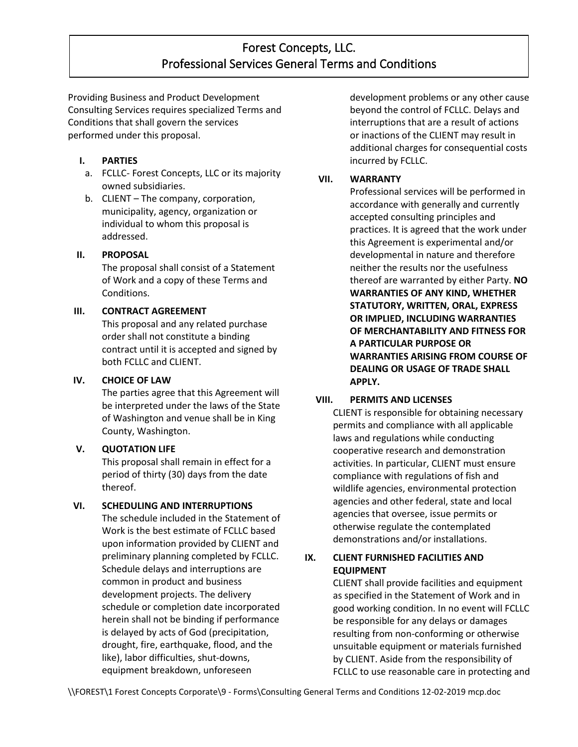# Forest Concepts, LLC.
# Professional Services General Terms and Conditions

Providing Business and Product Development Consulting Services requires specialized Terms and Conditions that shall govern the services performed under this proposal.

## I. PARTIES

a. FCLLC- Forest Concepts, LLC or its majority owned subsidiaries.

b. CLIENT – The company, corporation, municipality, agency, organization or individual to whom this proposal is addressed.

## II. PROPOSAL

The proposal shall consist of a Statement of Work and a copy of these Terms and Conditions.

## III. CONTRACT AGREEMENT

This proposal and any related purchase order shall not constitute a binding contract until it is accepted and signed by both FCLLC and CLIENT.

## IV. CHOICE OF LAW

The parties agree that this Agreement will be interpreted under the laws of the State of Washington and venue shall be in King County, Washington.

## V. QUOTATION LIFE

This proposal shall remain in effect for a period of thirty (30) days from the date thereof.

## VI. SCHEDULING AND INTERRUPTIONS

The schedule included in the Statement of Work is the best estimate of FCLLC based upon information provided by CLIENT and preliminary planning completed by FCLLC. Schedule delays and interruptions are common in product and business development projects. The delivery schedule or completion date incorporated herein shall not be binding if performance is delayed by acts of God (precipitation, drought, fire, earthquake, flood, and the like), labor difficulties, shut-downs, equipment breakdown, unforeseen development problems or any other cause beyond the control of FCLLC. Delays and interruptions that are a result of actions or inactions of the CLIENT may result in additional charges for consequential costs incurred by FCLLC.

## VII. WARRANTY

Professional services will be performed in accordance with generally and currently accepted consulting principles and practices. It is agreed that the work under this Agreement is experimental and/or developmental in nature and therefore neither the results nor the usefulness thereof are warranted by either Party. **NO WARRANTIES OF ANY KIND, WHETHER STATUTORY, WRITTEN, ORAL, EXPRESS OR IMPLIED, INCLUDING WARRANTIES OF MERCHANTABILITY AND FITNESS FOR A PARTICULAR PURPOSE OR WARRANTIES ARISING FROM COURSE OF DEALING OR USAGE OF TRADE SHALL APPLY.**

## VIII. PERMITS AND LICENSES

CLIENT is responsible for obtaining necessary permits and compliance with all applicable laws and regulations while conducting cooperative research and demonstration activities. In particular, CLIENT must ensure compliance with regulations of fish and wildlife agencies, environmental protection agencies and other federal, state and local agencies that oversee, issue permits or otherwise regulate the contemplated demonstrations and/or installations.

## IX. CLIENT FURNISHED FACILITIES AND EQUIPMENT

CLIENT shall provide facilities and equipment as specified in the Statement of Work and in good working condition. In no event will FCLLC be responsible for any delays or damages resulting from non-conforming or otherwise unsuitable equipment or materials furnished by CLIENT. Aside from the responsibility of FCLLC to use reasonable care in protecting and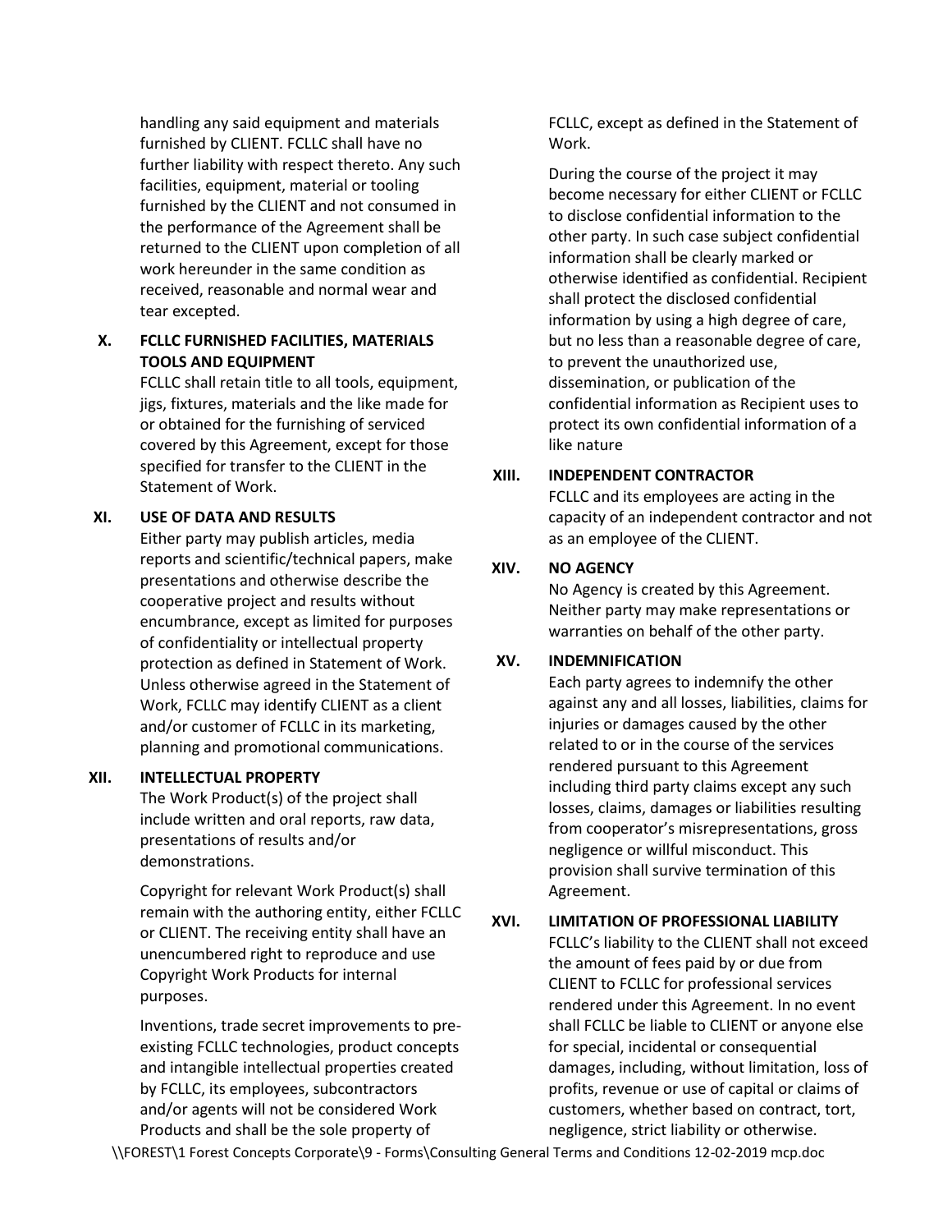handling any said equipment and materials furnished by CLIENT. FCLLC shall have no further liability with respect thereto. Any such facilities, equipment, material or tooling furnished by the CLIENT and not consumed in the performance of the Agreement shall be returned to the CLIENT upon completion of all work hereunder in the same condition as received, reasonable and normal wear and tear excepted.

## X. FCLLC FURNISHED FACILITIES, MATERIALS TOOLS AND EQUIPMENT

FCLLC shall retain title to all tools, equipment, jigs, fixtures, materials and the like made for or obtained for the furnishing of serviced covered by this Agreement, except for those specified for transfer to the CLIENT in the Statement of Work.

## XI. USE OF DATA AND RESULTS

Either party may publish articles, media reports and scientific/technical papers, make presentations and otherwise describe the cooperative project and results without encumbrance, except as limited for purposes of confidentiality or intellectual property protection as defined in Statement of Work. Unless otherwise agreed in the Statement of Work, FCLLC may identify CLIENT as a client and/or customer of FCLLC in its marketing, planning and promotional communications.

## XII. INTELLECTUAL PROPERTY

The Work Product(s) of the project shall include written and oral reports, raw data, presentations of results and/or demonstrations.

Copyright for relevant Work Product(s) shall remain with the authoring entity, either FCLLC or CLIENT. The receiving entity shall have an unencumbered right to reproduce and use Copyright Work Products for internal purposes.

Inventions, trade secret improvements to pre-existing FCLLC technologies, product concepts and intangible intellectual properties created by FCLLC, its employees, subcontractors and/or agents will not be considered Work Products and shall be the sole property of FCLLC, except as defined in the Statement of Work.

During the course of the project it may become necessary for either CLIENT or FCLLC to disclose confidential information to the other party. In such case subject confidential information shall be clearly marked or otherwise identified as confidential. Recipient shall protect the disclosed confidential information by using a high degree of care, but no less than a reasonable degree of care, to prevent the unauthorized use, dissemination, or publication of the confidential information as Recipient uses to protect its own confidential information of a like nature

## XIII. INDEPENDENT CONTRACTOR

FCLLC and its employees are acting in the capacity of an independent contractor and not as an employee of the CLIENT.

## XIV. NO AGENCY

No Agency is created by this Agreement. Neither party may make representations or warranties on behalf of the other party.

## XV. INDEMNIFICATION

Each party agrees to indemnify the other against any and all losses, liabilities, claims for injuries or damages caused by the other related to or in the course of the services rendered pursuant to this Agreement including third party claims except any such losses, claims, damages or liabilities resulting from cooperator's misrepresentations, gross negligence or willful misconduct. This provision shall survive termination of this Agreement.

## XVI. LIMITATION OF PROFESSIONAL LIABILITY

FCLLC's liability to the CLIENT shall not exceed the amount of fees paid by or due from CLIENT to FCLLC for professional services rendered under this Agreement. In no event shall FCLLC be liable to CLIENT or anyone else for special, incidental or consequential damages, including, without limitation, loss of profits, revenue or use of capital or claims of customers, whether based on contract, tort, negligence, strict liability or otherwise.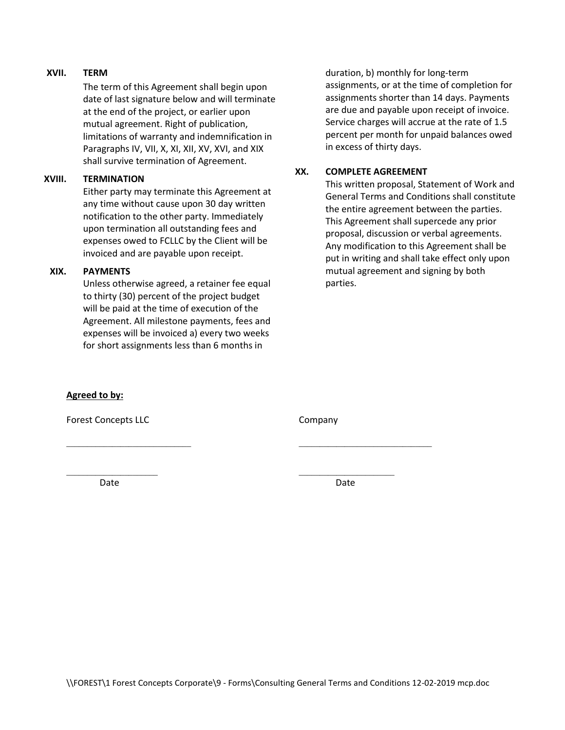**XVII. TERM**

The term of this Agreement shall begin upon date of last signature below and will terminate at the end of the project, or earlier upon mutual agreement. Right of publication, limitations of warranty and indemnification in Paragraphs IV, VII, X, XI, XII, XV, XVI, and XIX shall survive termination of Agreement.

**XVIII. TERMINATION**

Either party may terminate this Agreement at any time without cause upon 30 day written notification to the other party. Immediately upon termination all outstanding fees and expenses owed to FCLLC by the Client will be invoiced and are payable upon receipt.

**XIX. PAYMENTS**

Unless otherwise agreed, a retainer fee equal to thirty (30) percent of the project budget will be paid at the time of execution of the Agreement. All milestone payments, fees and expenses will be invoiced a) every two weeks for short assignments less than 6 months in duration, b) monthly for long-term assignments, or at the time of completion for assignments shorter than 14 days. Payments are due and payable upon receipt of invoice. Service charges will accrue at the rate of 1.5 percent per month for unpaid balances owed in excess of thirty days.

**XX. COMPLETE AGREEMENT**

This written proposal, Statement of Work and General Terms and Conditions shall constitute the entire agreement between the parties. This Agreement shall supercede any prior proposal, discussion or verbal agreements. Any modification to this Agreement shall be put in writing and shall take effect only upon mutual agreement and signing by both parties.

**Agreed to by:**

| Forest Concepts LLC | Company |
|---|---|
| ___________________________ | ___________________________ |
| ____________________ Date | ____________________ Date |

\\FOREST\1 Forest Concepts Corporate\9 - Forms\Consulting General Terms and Conditions 12-02-2019 mcp.doc